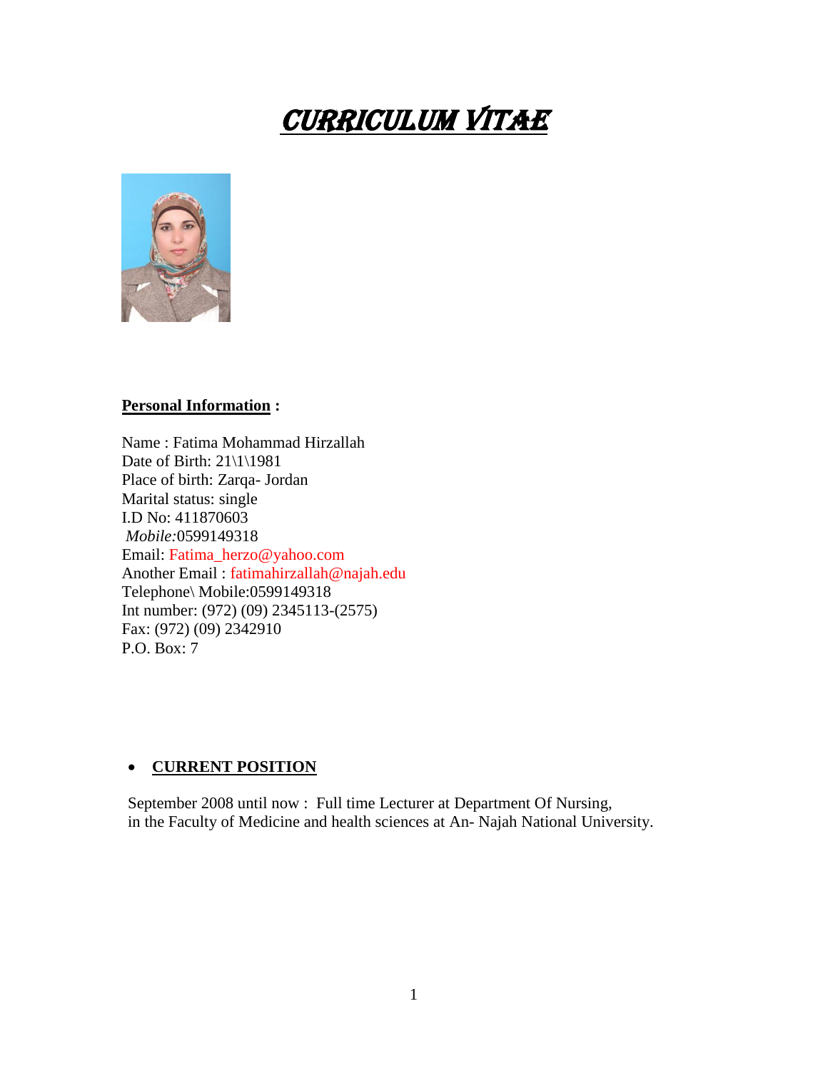# CURRICULUM VITAE

**Personal Information :**

Name : Fatima Mohammad Hirzallah
Date of Birth: 21\1\1981
Place of birth: Zarqa- Jordan
Marital status: single
I.D No: 411870603
*Mobile:*0599149318
Email: Fatima_herzo@yahoo.com
Another Email : fatimahirzallah@najah.edu
Telephone\ Mobile:0599149318
Int number: (972) (09) 2345113-(2575)
Fax: (972) (09) 2342910
P.O. Box: 7

- **CURRENT POSITION**

September 2008 until now : Full time Lecturer at Department Of Nursing, in the Faculty of Medicine and health sciences at An- Najah National University.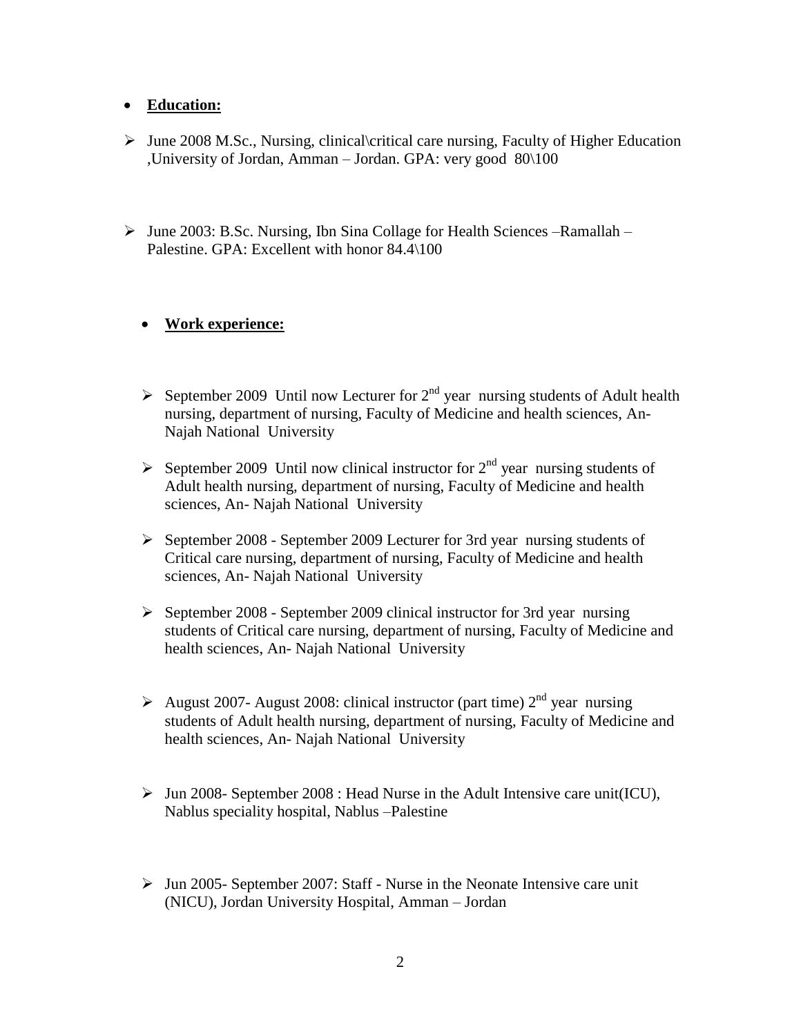- **Education:**

- June 2008 M.Sc., Nursing, clinical\critical care nursing, Faculty of Higher Education ,University of Jordan, Amman – Jordan. GPA: very good 80\100

- June 2003: B.Sc. Nursing, Ibn Sina Collage for Health Sciences –Ramallah – Palestine. GPA: Excellent with honor 84.4\100

- **Work experience:**

- September 2009 Until now Lecturer for 2nd year nursing students of Adult health nursing, department of nursing, Faculty of Medicine and health sciences, An- Najah National University

- September 2009 Until now clinical instructor for 2nd year nursing students of Adult health nursing, department of nursing, Faculty of Medicine and health sciences, An- Najah National University

- September 2008 - September 2009 Lecturer for 3rd year nursing students of Critical care nursing, department of nursing, Faculty of Medicine and health sciences, An- Najah National University

- September 2008 - September 2009 clinical instructor for 3rd year nursing students of Critical care nursing, department of nursing, Faculty of Medicine and health sciences, An- Najah National University

- August 2007- August 2008: clinical instructor (part time) 2nd year nursing students of Adult health nursing, department of nursing, Faculty of Medicine and health sciences, An- Najah National University

- Jun 2008- September 2008 : Head Nurse in the Adult Intensive care unit(ICU), Nablus speciality hospital, Nablus –Palestine

- Jun 2005- September 2007: Staff - Nurse in the Neonate Intensive care unit (NICU), Jordan University Hospital, Amman – Jordan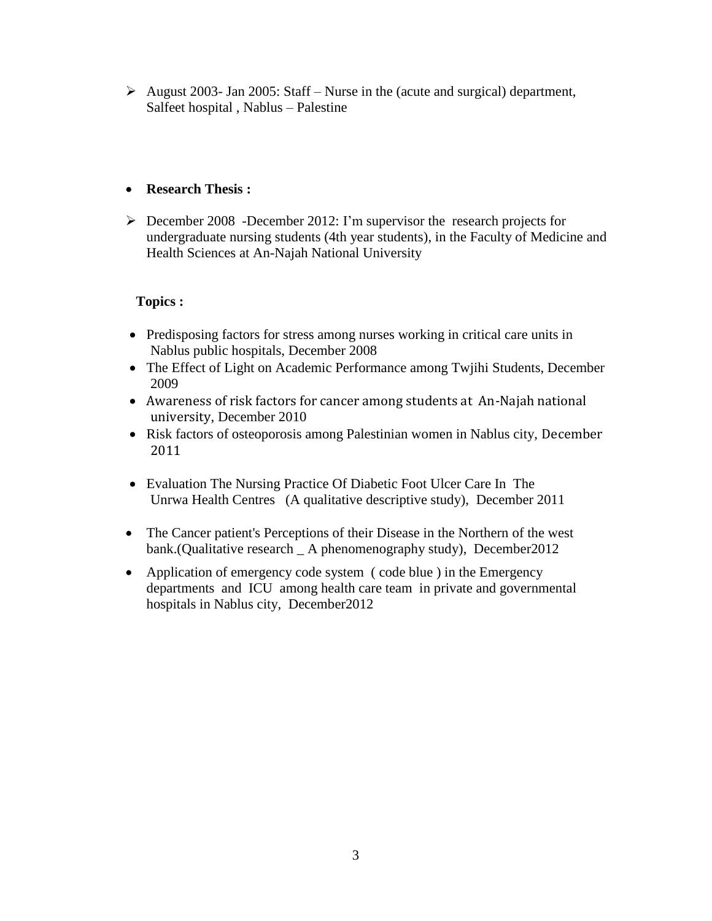- August 2003- Jan 2005: Staff – Nurse in the (acute and surgical) department, Salfeet hospital , Nablus – Palestine

- **Research Thesis :**

- December 2008 -December 2012: I'm supervisor the research projects for undergraduate nursing students (4th year students), in the Faculty of Medicine and Health Sciences at An-Najah National University

**Topics :**

- Predisposing factors for stress among nurses working in critical care units in Nablus public hospitals, December 2008
- The Effect of Light on Academic Performance among Twjihi Students, December 2009
- Awareness of risk factors for cancer among students at An-Najah national university, December 2010
- Risk factors of osteoporosis among Palestinian women in Nablus city, December 2011
- Evaluation The Nursing Practice Of Diabetic Foot Ulcer Care In The Unrwa Health Centres (A qualitative descriptive study), December 2011
- The Cancer patient's Perceptions of their Disease in the Northern of the west bank.(Qualitative research _ A phenomenography study), December2012
- Application of emergency code system ( code blue ) in the Emergency departments and ICU among health care team in private and governmental hospitals in Nablus city, December2012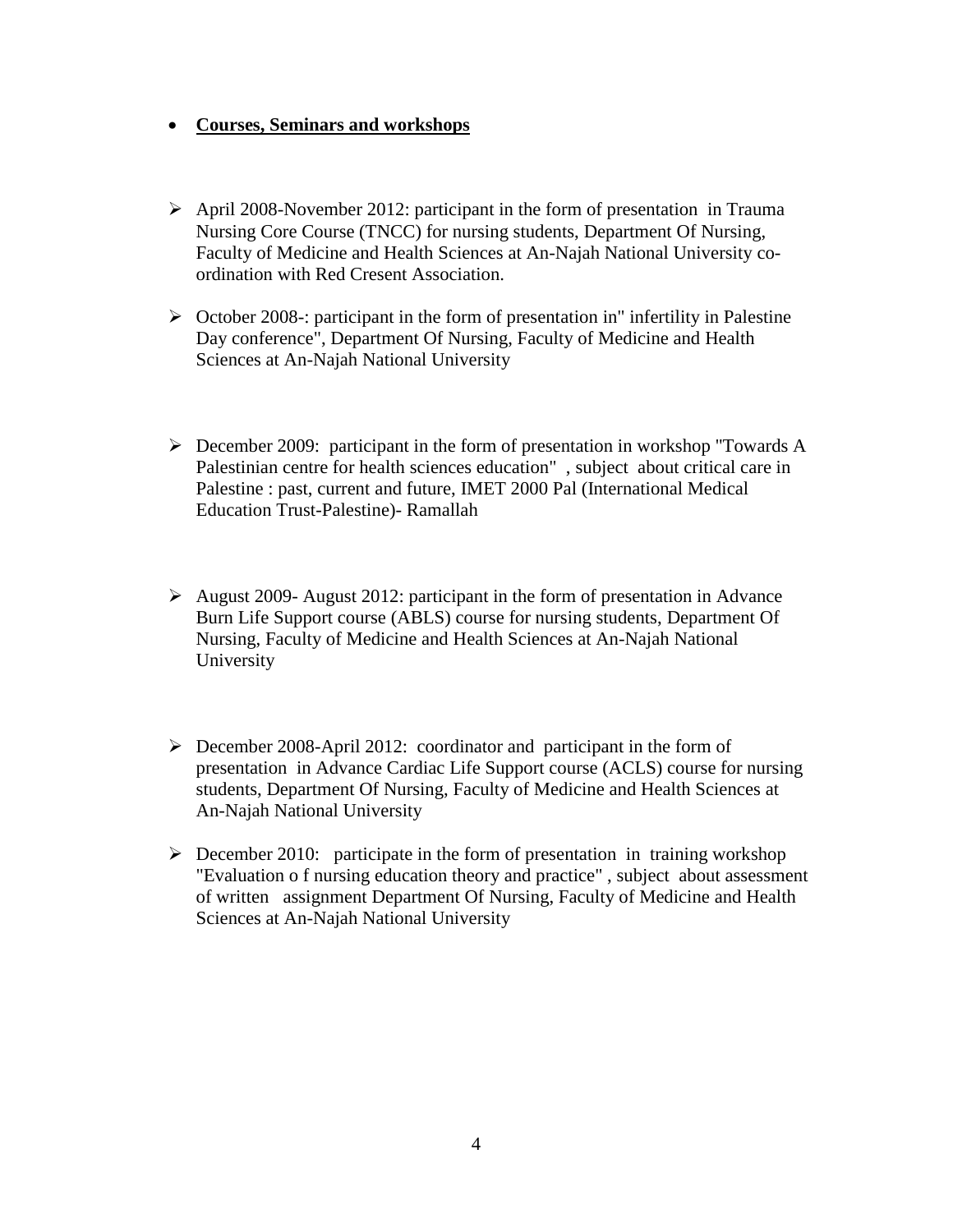- **Courses, Seminars and workshops**

- April 2008-November 2012: participant in the form of presentation in Trauma Nursing Core Course (TNCC) for nursing students, Department Of Nursing, Faculty of Medicine and Health Sciences at An-Najah National University co-ordination with Red Cresent Association.

- October 2008-: participant in the form of presentation in" infertility in Palestine Day conference", Department Of Nursing, Faculty of Medicine and Health Sciences at An-Najah National University

- December 2009: participant in the form of presentation in workshop "Towards A Palestinian centre for health sciences education" , subject about critical care in Palestine : past, current and future, IMET 2000 Pal (International Medical Education Trust-Palestine)- Ramallah

- August 2009- August 2012: participant in the form of presentation in Advance Burn Life Support course (ABLS) course for nursing students, Department Of Nursing, Faculty of Medicine and Health Sciences at An-Najah National University

- December 2008-April 2012: coordinator and participant in the form of presentation in Advance Cardiac Life Support course (ACLS) course for nursing students, Department Of Nursing, Faculty of Medicine and Health Sciences at An-Najah National University

- December 2010: participate in the form of presentation in training workshop "Evaluation o f nursing education theory and practice" , subject about assessment of written assignment Department Of Nursing, Faculty of Medicine and Health Sciences at An-Najah National University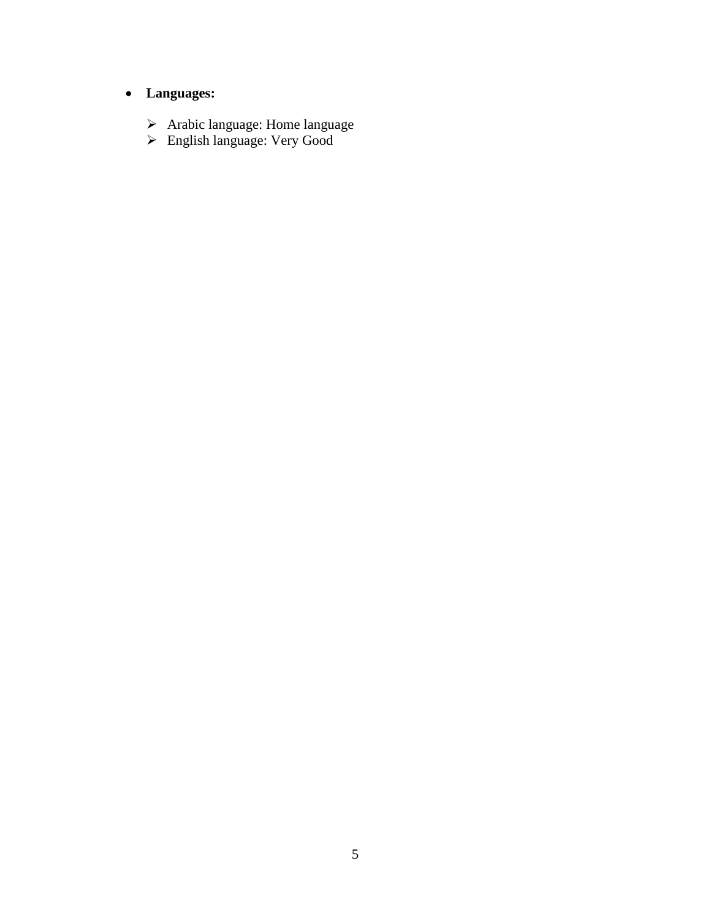- **Languages:**

  - Arabic language: Home language
  - English language: Very Good